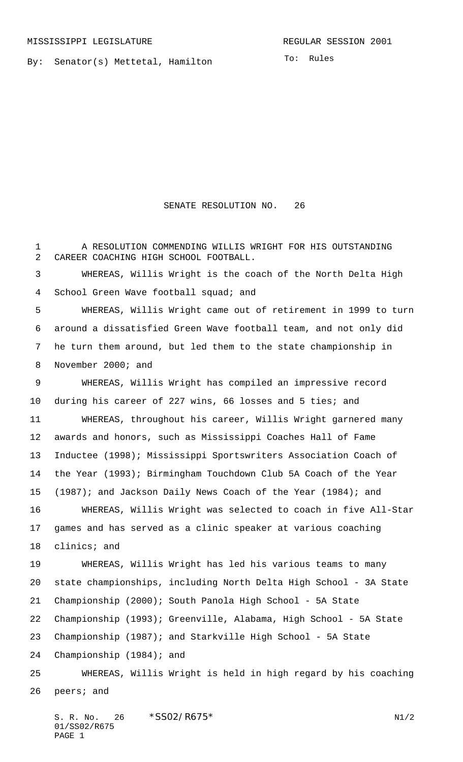MISSISSIPPI LEGISLATURE REGULAR SESSION 2001

By: Senator(s) Mettetal, Hamilton

To: Rules

# SENATE RESOLUTION NO. 26

A RESOLUTION COMMENDING WILLIS WRIGHT FOR HIS OUTSTANDING CAREER COACHING HIGH SCHOOL FOOTBALL.

WHEREAS, Willis Wright is the coach of the North Delta High School Green Wave football squad; and

WHEREAS, Willis Wright came out of retirement in 1999 to turn around a dissatisfied Green Wave football team, and not only did he turn them around, but led them to the state championship in November 2000; and

WHEREAS, Willis Wright has compiled an impressive record during his career of 227 wins, 66 losses and 5 ties; and

WHEREAS, throughout his career, Willis Wright garnered many awards and honors, such as Mississippi Coaches Hall of Fame Inductee (1998); Mississippi Sportswriters Association Coach of the Year (1993); Birmingham Touchdown Club 5A Coach of the Year (1987); and Jackson Daily News Coach of the Year (1984); and

WHEREAS, Willis Wright was selected to coach in five All-Star games and has served as a clinic speaker at various coaching clinics; and

WHEREAS, Willis Wright has led his various teams to many state championships, including North Delta High School - 3A State Championship (2000); South Panola High School - 5A State Championship (1993); Greenville, Alabama, High School - 5A State Championship (1987); and Starkville High School - 5A State Championship (1984); and

WHEREAS, Willis Wright is held in high regard by his coaching peers; and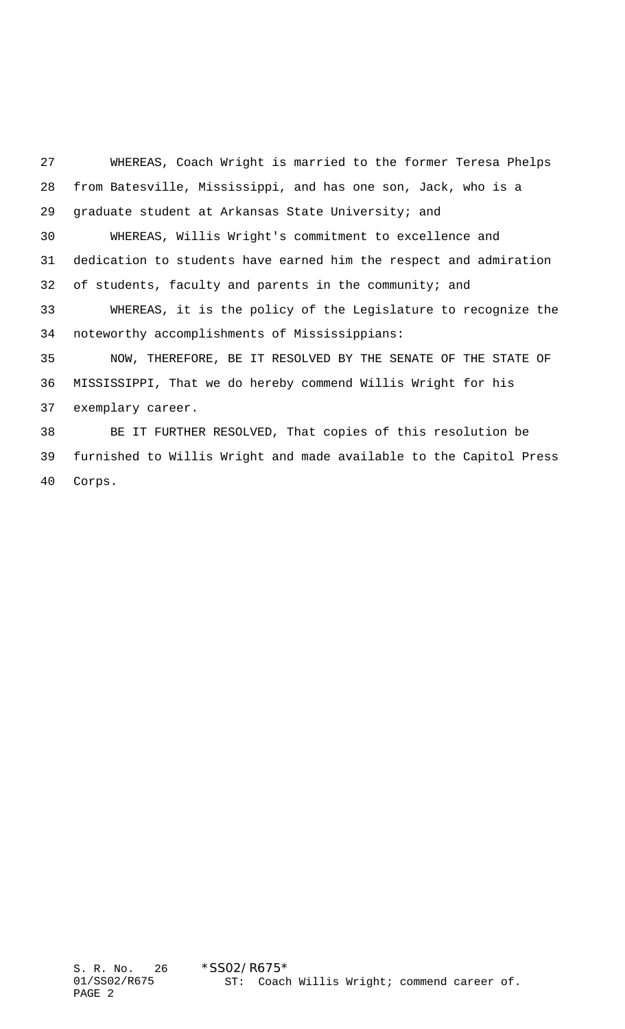WHEREAS, Coach Wright is married to the former Teresa Phelps from Batesville, Mississippi, and has one son, Jack, who is a graduate student at Arkansas State University; and

WHEREAS, Willis Wright's commitment to excellence and dedication to students have earned him the respect and admiration of students, faculty and parents in the community; and

WHEREAS, it is the policy of the Legislature to recognize the noteworthy accomplishments of Mississippians:

NOW, THEREFORE, BE IT RESOLVED BY THE SENATE OF THE STATE OF MISSISSIPPI, That we do hereby commend Willis Wright for his exemplary career.

BE IT FURTHER RESOLVED, That copies of this resolution be furnished to Willis Wright and made available to the Capitol Press Corps.